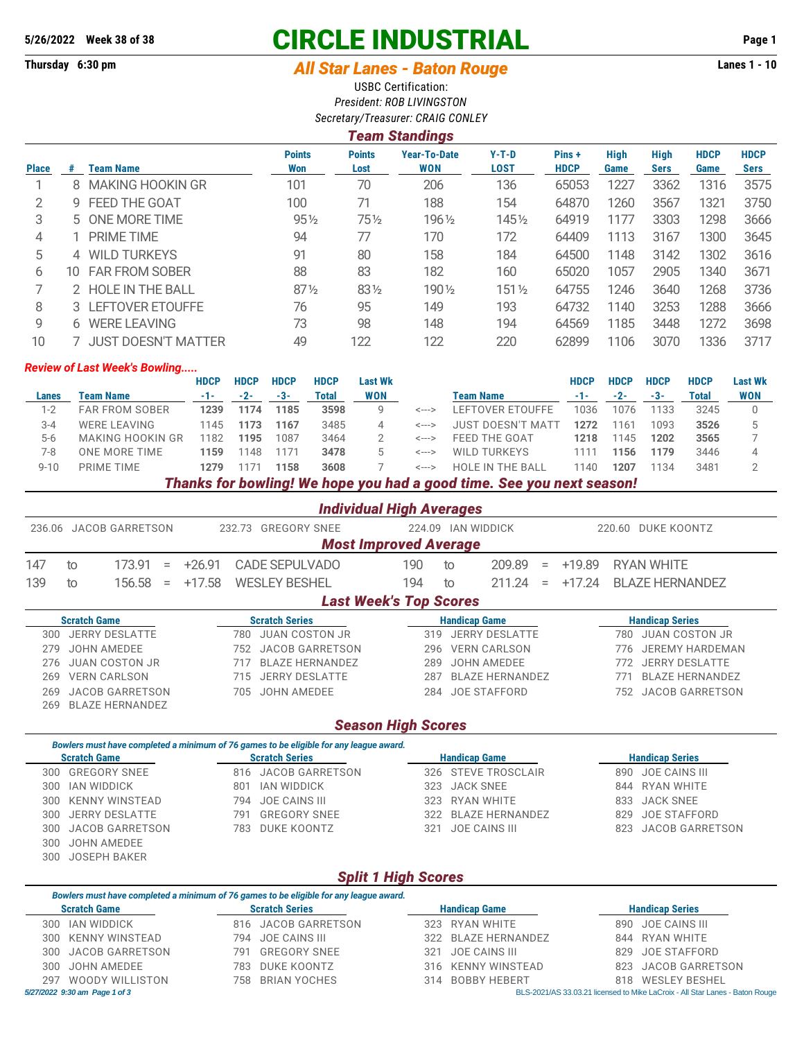5/26/2022 Week 38 of 38

# CIRCLE INDUSTRIAL

Thursday 6:30 pm

## All Star Lanes - Baton Rouge

Lanes 1 - 10

USBC Certification:

*President: ROB LIVINGSTON*

*Secretary/Treasurer: CRAIG CONLEY*

### Team Standings

| Place | # | Team Name | Points Won | Points Lost | Year-To-Date WON | Y-T-D LOST | Pins + HDCP | High Game | High Sers | HDCP Game | HDCP Sers |
|---|---|---|---|---|---|---|---|---|---|---|---|
| 1 | 8 | MAKING HOOKIN GR | 101 | 70 | 206 | 136 | 65053 | 1227 | 3362 | 1316 | 3575 |
| 2 | 9 | FEED THE GOAT | 100 | 71 | 188 | 154 | 64870 | 1260 | 3567 | 1321 | 3750 |
| 3 | 5 | ONE MORE TIME | 95½ | 75½ | 196½ | 145½ | 64919 | 1177 | 3303 | 1298 | 3666 |
| 4 | 1 | PRIME TIME | 94 | 77 | 170 | 172 | 64409 | 1113 | 3167 | 1300 | 3645 |
| 5 | 4 | WILD TURKEYS | 91 | 80 | 158 | 184 | 64500 | 1148 | 3142 | 1302 | 3616 |
| 6 | 10 | FAR FROM SOBER | 88 | 83 | 182 | 160 | 65020 | 1057 | 2905 | 1340 | 3671 |
| 7 | 2 | HOLE IN THE BALL | 87½ | 83½ | 190½ | 151½ | 64755 | 1246 | 3640 | 1268 | 3736 |
| 8 | 3 | LEFTOVER ETOUFFE | 76 | 95 | 149 | 193 | 64732 | 1140 | 3253 | 1288 | 3666 |
| 9 | 6 | WERE LEAVING | 73 | 98 | 148 | 194 | 64569 | 1185 | 3448 | 1272 | 3698 |
| 10 | 7 | JUST DOESN'T MATTER | 49 | 122 | 122 | 220 | 62899 | 1106 | 3070 | 1336 | 3717 |

*Review of Last Week's Bowling.....*

| Lanes | Team Name | HDCP -1- | HDCP -2- | HDCP -3- | HDCP Total | Last Wk WON | | Team Name | HDCP -1- | HDCP -2- | HDCP -3- | HDCP Total | Last Wk WON |
|---|---|---|---|---|---|---|---|---|---|---|---|---|---|
| 1-2 | FAR FROM SOBER | **1239** | **1174** | **1185** | **3598** | 9 | <---> | LEFTOVER ETOUFFE | 1036 | 1076 | 1133 | 3245 | 0 |
| 3-4 | WERE LEAVING | 1145 | **1173** | **1167** | 3485 | 4 | <---> | JUST DOESN'T MATT | **1272** | 1161 | 1093 | **3526** | 5 |
| 5-6 | MAKING HOOKIN GR | 1182 | **1195** | 1087 | 3464 | 2 | <---> | FEED THE GOAT | **1218** | 1145 | **1202** | **3565** | 7 |
| 7-8 | ONE MORE TIME | **1159** | 1148 | 1171 | **3478** | 5 | <---> | WILD TURKEYS | 1111 | **1156** | **1179** | 3446 | 4 |
| 9-10 | PRIME TIME | **1279** | 1171 | **1158** | **3608** | 7 | <---> | HOLE IN THE BALL | 1140 | **1207** | 1134 | 3481 | 2 |

***Thanks for bowling! We hope you had a good time. See you next season!***

### Individual High Averages

236.06 JACOB GARRETSON | 232.73 GREGORY SNEE | 224.09 IAN WIDDICK | 220.60 DUKE KOONTZ

### Most Improved Average

| | | | | | | | | | | | |
|---|---|---|---|---|---|---|---|---|---|---|---|
| 147 | to | 173.91 | = | +26.91 | CADE SEPULVADO | 190 | to | 209.89 | = | +19.89 | RYAN WHITE |
| 139 | to | 156.58 | = | +17.58 | WESLEY BESHEL | 194 | to | 211.24 | = | +17.24 | BLAZE HERNANDEZ |

### Last Week's Top Scores

| Scratch Game | Scratch Series | Handicap Game | Handicap Series |
|---|---|---|---|
| 300 JERRY DESLATTE | 780 JUAN COSTON JR | 319 JERRY DESLATTE | 780 JUAN COSTON JR |
| 279 JOHN AMEDEE | 752 JACOB GARRETSON | 296 VERN CARLSON | 776 JEREMY HARDEMAN |
| 276 JUAN COSTON JR | 717 BLAZE HERNANDEZ | 289 JOHN AMEDEE | 772 JERRY DESLATTE |
| 269 VERN CARLSON | 715 JERRY DESLATTE | 287 BLAZE HERNANDEZ | 771 BLAZE HERNANDEZ |
| 269 JACOB GARRETSON | 705 JOHN AMEDEE | 284 JOE STAFFORD | 752 JACOB GARRETSON |
| 269 BLAZE HERNANDEZ | | | |

### Season High Scores

*Bowlers must have completed a minimum of 76 games to be eligible for any league award.*

| Scratch Game | Scratch Series | Handicap Game | Handicap Series |
|---|---|---|---|
| 300 GREGORY SNEE | 816 JACOB GARRETSON | 326 STEVE TROSCLAIR | 890 JOE CAINS III |
| 300 IAN WIDDICK | 801 IAN WIDDICK | 323 JACK SNEE | 844 RYAN WHITE |
| 300 KENNY WINSTEAD | 794 JOE CAINS III | 323 RYAN WHITE | 833 JACK SNEE |
| 300 JERRY DESLATTE | 791 GREGORY SNEE | 322 BLAZE HERNANDEZ | 829 JOE STAFFORD |
| 300 JACOB GARRETSON | 783 DUKE KOONTZ | 321 JOE CAINS III | 823 JACOB GARRETSON |
| 300 JOHN AMEDEE | | | |
| 300 JOSEPH BAKER | | | |

### Split 1 High Scores

*Bowlers must have completed a minimum of 76 games to be eligible for any league award.*

| Scratch Game | Scratch Series | Handicap Game | Handicap Series |
|---|---|---|---|
| 300 IAN WIDDICK | 816 JACOB GARRETSON | 323 RYAN WHITE | 890 JOE CAINS III |
| 300 KENNY WINSTEAD | 794 JOE CAINS III | 322 BLAZE HERNANDEZ | 844 RYAN WHITE |
| 300 JACOB GARRETSON | 791 GREGORY SNEE | 321 JOE CAINS III | 829 JOE STAFFORD |
| 300 JOHN AMEDEE | 783 DUKE KOONTZ | 316 KENNY WINSTEAD | 823 JACOB GARRETSON |
| 297 WOODY WILLISTON | 758 BRIAN YOCHES | 314 BOBBY HEBERT | 818 WESLEY BESHEL |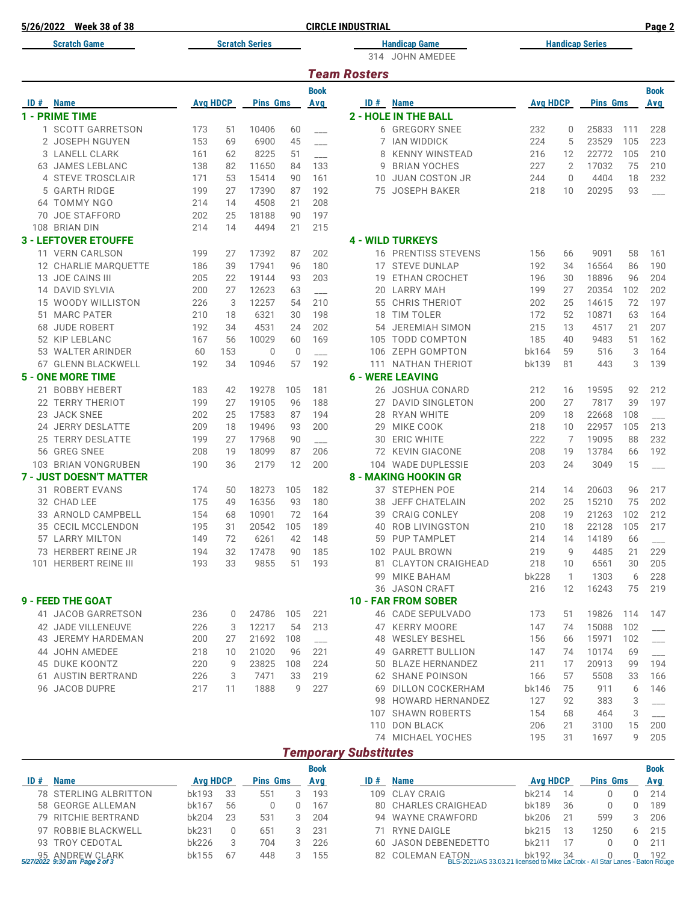**Scratch Game** | **Scratch Series** | **Handicap Game** | **Handicap Series**

Handicap Game: 314 JOHN AMEDEE

## *Team Rosters*

### 1 - PRIME TIME

| ID # | Name | Avg | HDCP | Pins | Gms | Book Avg |
|---|---|---|---|---|---|---|
| 1 | SCOTT GARRETSON | 173 | 51 | 10406 | 60 | ___ |
| 2 | JOSEPH NGUYEN | 153 | 69 | 6900 | 45 | ___ |
| 3 | LANELL CLARK | 161 | 62 | 8225 | 51 | ___ |
| 63 | JAMES LEBLANC | 138 | 82 | 11650 | 84 | 133 |
| 4 | STEVE TROSCLAIR | 171 | 53 | 15414 | 90 | 161 |
| 5 | GARTH RIDGE | 199 | 27 | 17390 | 87 | 192 |
| 64 | TOMMY NGO | 214 | 14 | 4508 | 21 | 208 |
| 70 | JOE STAFFORD | 202 | 25 | 18188 | 90 | 197 |
| 108 | BRIAN DIN | 214 | 14 | 4494 | 21 | 215 |

### 2 - HOLE IN THE BALL

| ID # | Name | Avg | HDCP | Pins | Gms | Book Avg |
|---|---|---|---|---|---|---|
| 6 | GREGORY SNEE | 232 | 0 | 25833 | 111 | 228 |
| 7 | IAN WIDDICK | 224 | 5 | 23529 | 105 | 223 |
| 8 | KENNY WINSTEAD | 216 | 12 | 22772 | 105 | 210 |
| 9 | BRIAN YOCHES | 227 | 2 | 17032 | 75 | 210 |
| 10 | JUAN COSTON JR | 244 | 0 | 4404 | 18 | 232 |
| 75 | JOSEPH BAKER | 218 | 10 | 20295 | 93 | ___ |

### 3 - LEFTOVER ETOUFFE

| ID # | Name | Avg | HDCP | Pins | Gms | Book Avg |
|---|---|---|---|---|---|---|
| 11 | VERN CARLSON | 199 | 27 | 17392 | 87 | 202 |
| 12 | CHARLIE MARQUETTE | 186 | 39 | 17941 | 96 | 180 |
| 13 | JOE CAINS III | 205 | 22 | 19144 | 93 | 203 |
| 14 | DAVID SYLVIA | 200 | 27 | 12623 | 63 | ___ |
| 15 | WOODY WILLISTON | 226 | 3 | 12257 | 54 | 210 |
| 51 | MARC PATER | 210 | 18 | 6321 | 30 | 198 |
| 68 | JUDE ROBERT | 192 | 34 | 4531 | 24 | 202 |
| 52 | KIP LEBLANC | 167 | 56 | 10029 | 60 | 169 |
| 53 | WALTER ARINDER | 60 | 153 | 0 | 0 | ___ |
| 67 | GLENN BLACKWELL | 192 | 34 | 10946 | 57 | 192 |

### 4 - WILD TURKEYS

| ID # | Name | Avg | HDCP | Pins | Gms | Book Avg |
|---|---|---|---|---|---|---|
| 16 | PRENTISS STEVENS | 156 | 66 | 9091 | 58 | 161 |
| 17 | STEVE DUNLAP | 192 | 34 | 16564 | 86 | 190 |
| 19 | ETHAN CROCHET | 196 | 30 | 18896 | 96 | 204 |
| 20 | LARRY MAH | 199 | 27 | 20354 | 102 | 202 |
| 55 | CHRIS THERIOT | 202 | 25 | 14615 | 72 | 197 |
| 18 | TIM TOLER | 172 | 52 | 10871 | 63 | 164 |
| 54 | JEREMIAH SIMON | 215 | 13 | 4517 | 21 | 207 |
| 105 | TODD COMPTON | 185 | 40 | 9483 | 51 | 162 |
| 106 | ZEPH GOMPTON | bk164 | 59 | 516 | 3 | 164 |
| 111 | NATHAN THERIOT | bk139 | 81 | 443 | 3 | 139 |

### 5 - ONE MORE TIME

| ID # | Name | Avg | HDCP | Pins | Gms | Book Avg |
|---|---|---|---|---|---|---|
| 21 | BOBBY HEBERT | 183 | 42 | 19278 | 105 | 181 |
| 22 | TERRY THERIOT | 199 | 27 | 19105 | 96 | 188 |
| 23 | JACK SNEE | 202 | 25 | 17583 | 87 | 194 |
| 24 | JERRY DESLATTE | 209 | 18 | 19496 | 93 | 200 |
| 25 | TERRY DESLATTE | 199 | 27 | 17968 | 90 | ___ |
| 56 | GREG SNEE | 208 | 19 | 18099 | 87 | 206 |
| 103 | BRIAN VONGRUBEN | 190 | 36 | 2179 | 12 | 200 |

### 6 - WERE LEAVING

| ID # | Name | Avg | HDCP | Pins | Gms | Book Avg |
|---|---|---|---|---|---|---|
| 26 | JOSHUA CONARD | 212 | 16 | 19595 | 92 | 212 |
| 27 | DAVID SINGLETON | 200 | 27 | 7817 | 39 | 197 |
| 28 | RYAN WHITE | 209 | 18 | 22668 | 108 | ___ |
| 29 | MIKE COOK | 218 | 10 | 22957 | 105 | 213 |
| 30 | ERIC WHITE | 222 | 7 | 19095 | 88 | 232 |
| 72 | KEVIN GIACONE | 208 | 19 | 13784 | 66 | 192 |
| 104 | WADE DUPLESSIE | 203 | 24 | 3049 | 15 | ___ |

### 7 - JUST DOESN'T MATTER

| ID # | Name | Avg | HDCP | Pins | Gms | Book Avg |
|---|---|---|---|---|---|---|
| 31 | ROBERT EVANS | 174 | 50 | 18273 | 105 | 182 |
| 32 | CHAD LEE | 175 | 49 | 16356 | 93 | 180 |
| 33 | ARNOLD CAMPBELL | 154 | 68 | 10901 | 72 | 164 |
| 35 | CECIL MCCLENDON | 195 | 31 | 20542 | 105 | 189 |
| 57 | LARRY MILTON | 149 | 72 | 6261 | 42 | 148 |
| 73 | HERBERT REINE JR | 194 | 32 | 17478 | 90 | 185 |
| 101 | HERBERT REINE III | 193 | 33 | 9855 | 51 | 193 |

### 8 - MAKING HOOKIN GR

| ID # | Name | Avg | HDCP | Pins | Gms | Book Avg |
|---|---|---|---|---|---|---|
| 37 | STEPHEN POE | 214 | 14 | 20603 | 96 | 217 |
| 38 | JEFF CHATELAIN | 202 | 25 | 15210 | 75 | 202 |
| 39 | CRAIG CONLEY | 208 | 19 | 21263 | 102 | 212 |
| 40 | ROB LIVINGSTON | 210 | 18 | 22128 | 105 | 217 |
| 59 | PUP TAMPLET | 214 | 14 | 14189 | 66 | ___ |
| 102 | PAUL BROWN | 219 | 9 | 4485 | 21 | 229 |
| 81 | CLAYTON CRAIGHEAD | 218 | 10 | 6561 | 30 | 205 |
| 99 | MIKE BAHAM | bk228 | 1 | 1303 | 6 | 228 |
| 36 | JASON CRAFT | 216 | 12 | 16243 | 75 | 219 |

### 9 - FEED THE GOAT

| ID # | Name | Avg | HDCP | Pins | Gms | Book Avg |
|---|---|---|---|---|---|---|
| 41 | JACOB GARRETSON | 236 | 0 | 24786 | 105 | 221 |
| 42 | JADE VILLENEUVE | 226 | 3 | 12217 | 54 | 213 |
| 43 | JEREMY HARDEMAN | 200 | 27 | 21692 | 108 | ___ |
| 44 | JOHN AMEDEE | 218 | 10 | 21020 | 96 | 221 |
| 45 | DUKE KOONTZ | 220 | 9 | 23825 | 108 | 224 |
| 61 | AUSTIN BERTRAND | 226 | 3 | 7471 | 33 | 219 |
| 96 | JACOB DUPRE | 217 | 11 | 1888 | 9 | 227 |

### 10 - FAR FROM SOBER

| ID # | Name | Avg | HDCP | Pins | Gms | Book Avg |
|---|---|---|---|---|---|---|
| 46 | CADE SEPULVADO | 173 | 51 | 19826 | 114 | 147 |
| 47 | KERRY MOORE | 147 | 74 | 15088 | 102 | ___ |
| 48 | WESLEY BESHEL | 156 | 66 | 15971 | 102 | ___ |
| 49 | GARRETT BULLION | 147 | 74 | 10174 | 69 | ___ |
| 50 | BLAZE HERNANDEZ | 211 | 17 | 20913 | 99 | 194 |
| 62 | SHANE POINSON | 166 | 57 | 5508 | 33 | 166 |
| 69 | DILLON COCKERHAM | bk146 | 75 | 911 | 6 | 146 |
| 98 | HOWARD HERNANDEZ | 127 | 92 | 383 | 3 | ___ |
| 107 | SHAWN ROBERTS | 154 | 68 | 464 | 3 | ___ |
| 110 | DON BLACK | 206 | 21 | 3100 | 15 | 200 |
| 74 | MICHAEL YOCHES | 195 | 31 | 1697 | 9 | 205 |

## *Temporary Substitutes*

| ID # | Name | Avg | HDCP | Pins | Gms | Book Avg |
|---|---|---|---|---|---|---|
| 78 | STERLING ALBRITTON | bk193 | 33 | 551 | 3 | 193 |
| 58 | GEORGE ALLEMAN | bk167 | 56 | 0 | 0 | 167 |
| 79 | RITCHIE BERTRAND | bk204 | 23 | 531 | 3 | 204 |
| 97 | ROBBIE BLACKWELL | bk231 | 0 | 651 | 3 | 231 |
| 93 | TROY CEDOTAL | bk226 | 3 | 704 | 3 | 226 |
| 95 | ANDREW CLARK | bk155 | 67 | 448 | 3 | 155 |
| 109 | CLAY CRAIG | bk214 | 14 | 0 | 0 | 214 |
| 80 | CHARLES CRAIGHEAD | bk189 | 36 | 0 | 0 | 189 |
| 94 | WAYNE CRAWFORD | bk206 | 21 | 599 | 3 | 206 |
| 71 | RYNE DAIGLE | bk215 | 13 | 1250 | 6 | 215 |
| 60 | JASON DEBENEDETTO | bk211 | 17 | 0 | 0 | 211 |
| 82 | COLEMAN EATON | bk192 | 34 | 0 | 0 | 192 |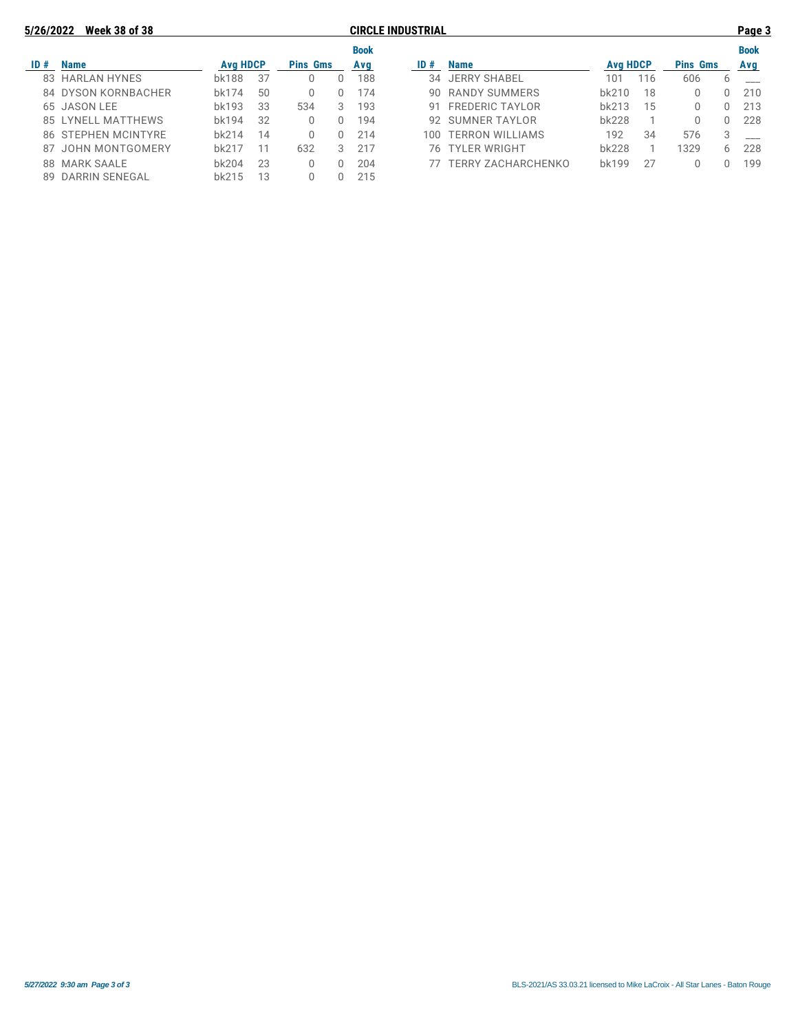CIRCLE INDUSTRIAL

| ID # | Name | Avg | HDCP | Pins | Gms | Book Avg |
|---|---|---|---|---|---|---|
| 83 | HARLAN HYNES | bk188 | 37 | 0 | 0 | 188 |
| 84 | DYSON KORNBACHER | bk174 | 50 | 0 | 0 | 174 |
| 65 | JASON LEE | bk193 | 33 | 534 | 3 | 193 |
| 85 | LYNELL MATTHEWS | bk194 | 32 | 0 | 0 | 194 |
| 86 | STEPHEN MCINTYRE | bk214 | 14 | 0 | 0 | 214 |
| 87 | JOHN MONTGOMERY | bk217 | 11 | 632 | 3 | 217 |
| 88 | MARK SAALE | bk204 | 23 | 0 | 0 | 204 |
| 89 | DARRIN SENEGAL | bk215 | 13 | 0 | 0 | 215 |
| 34 | JERRY SHABEL | 101 | 116 | 606 | 6 | ___ |
| 90 | RANDY SUMMERS | bk210 | 18 | 0 | 0 | 210 |
| 91 | FREDERIC TAYLOR | bk213 | 15 | 0 | 0 | 213 |
| 92 | SUMNER TAYLOR | bk228 | 1 | 0 | 0 | 228 |
| 100 | TERRON WILLIAMS | 192 | 34 | 576 | 3 | ___ |
| 76 | TYLER WRIGHT | bk228 | 1 | 1329 | 6 | 228 |
| 77 | TERRY ZACHARCHENKO | bk199 | 27 | 0 | 0 | 199 |